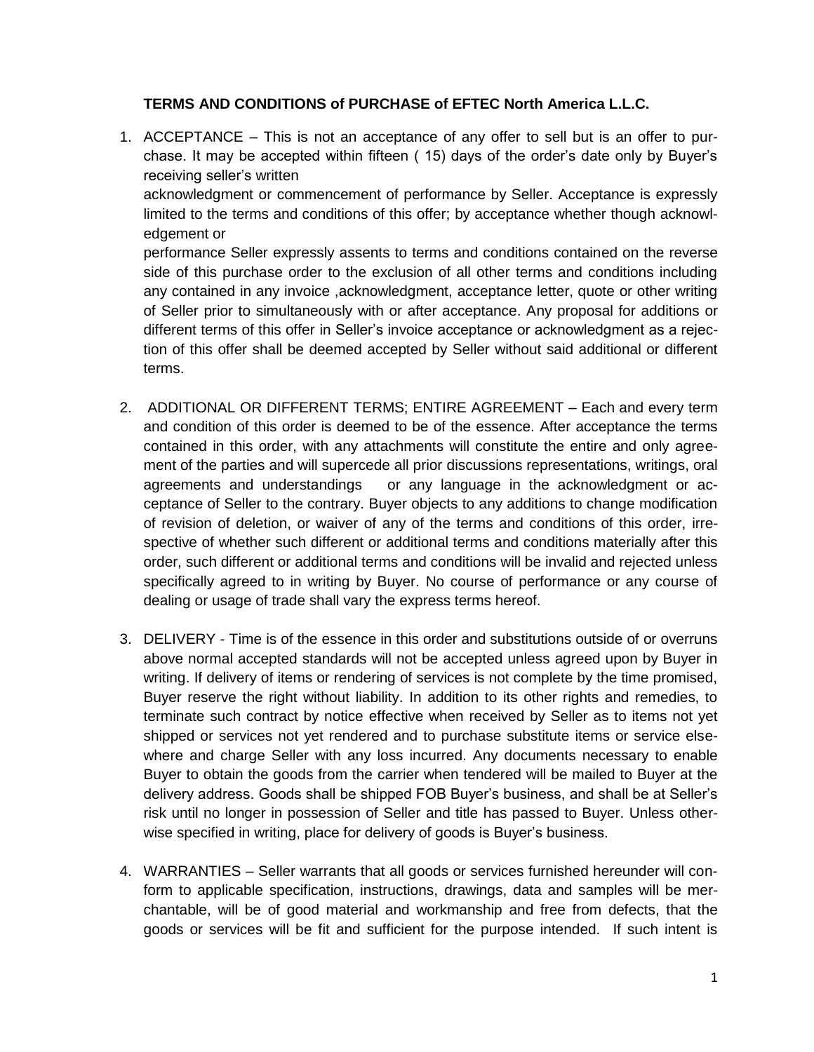**TERMS AND CONDITIONS of PURCHASE of EFTEC North America L.L.C.**

1. ACCEPTANCE – This is not an acceptance of any offer to sell but is an offer to purchase. It may be accepted within fifteen ( 15) days of the order's date only by Buyer's receiving seller's written acknowledgment or commencement of performance by Seller. Acceptance is expressly limited to the terms and conditions of this offer; by acceptance whether though acknowledgement or performance Seller expressly assents to terms and conditions contained on the reverse side of this purchase order to the exclusion of all other terms and conditions including any contained in any invoice ,acknowledgment, acceptance letter, quote or other writing of Seller prior to simultaneously with or after acceptance. Any proposal for additions or different terms of this offer in Seller's invoice acceptance or acknowledgment as a rejection of this offer shall be deemed accepted by Seller without said additional or different terms.

2. ADDITIONAL OR DIFFERENT TERMS; ENTIRE AGREEMENT – Each and every term and condition of this order is deemed to be of the essence. After acceptance the terms contained in this order, with any attachments will constitute the entire and only agreement of the parties and will supercede all prior discussions representations, writings, oral agreements and understandings or any language in the acknowledgment or acceptance of Seller to the contrary. Buyer objects to any additions to change modification of revision of deletion, or waiver of any of the terms and conditions of this order, irrespective of whether such different or additional terms and conditions materially after this order, such different or additional terms and conditions will be invalid and rejected unless specifically agreed to in writing by Buyer. No course of performance or any course of dealing or usage of trade shall vary the express terms hereof.

3. DELIVERY - Time is of the essence in this order and substitutions outside of or overruns above normal accepted standards will not be accepted unless agreed upon by Buyer in writing. If delivery of items or rendering of services is not complete by the time promised, Buyer reserve the right without liability. In addition to its other rights and remedies, to terminate such contract by notice effective when received by Seller as to items not yet shipped or services not yet rendered and to purchase substitute items or service elsewhere and charge Seller with any loss incurred. Any documents necessary to enable Buyer to obtain the goods from the carrier when tendered will be mailed to Buyer at the delivery address. Goods shall be shipped FOB Buyer's business, and shall be at Seller's risk until no longer in possession of Seller and title has passed to Buyer. Unless otherwise specified in writing, place for delivery of goods is Buyer's business.

4. WARRANTIES – Seller warrants that all goods or services furnished hereunder will conform to applicable specification, instructions, drawings, data and samples will be merchantable, will be of good material and workmanship and free from defects, that the goods or services will be fit and sufficient for the purpose intended. If such intent is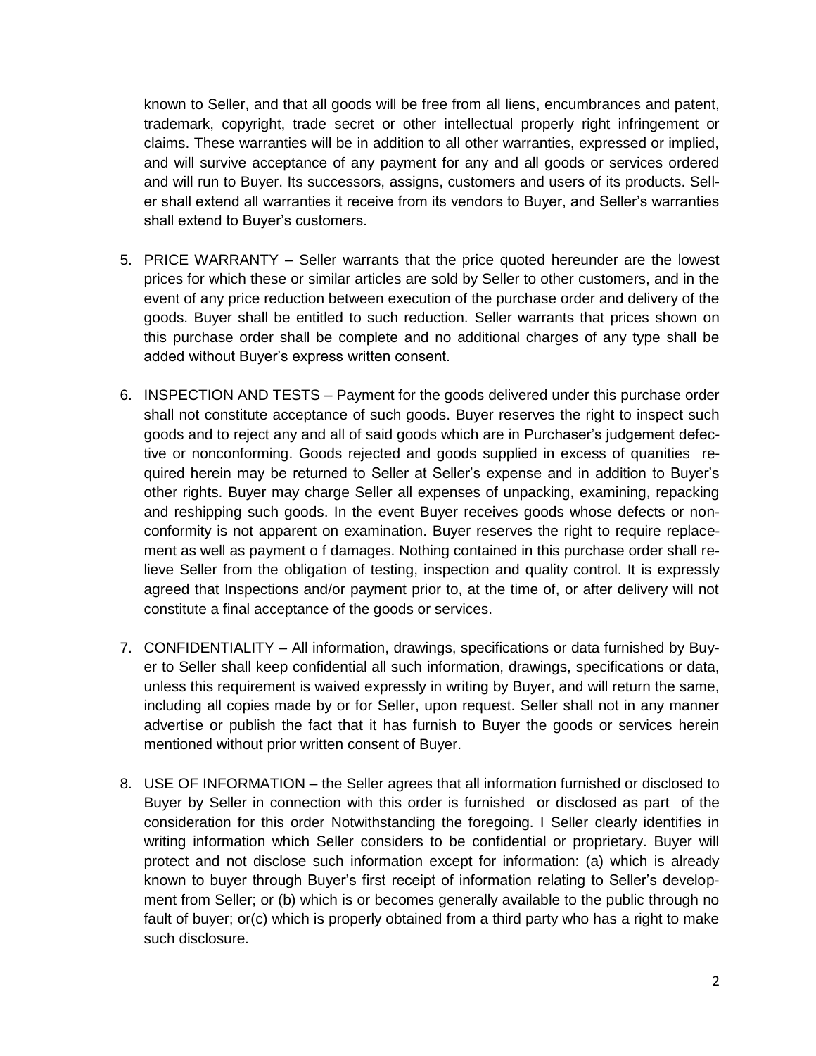known to Seller, and that all goods will be free from all liens, encumbrances and patent, trademark, copyright, trade secret or other intellectual properly right infringement or claims. These warranties will be in addition to all other warranties, expressed or implied, and will survive acceptance of any payment for any and all goods or services ordered and will run to Buyer. Its successors, assigns, customers and users of its products. Seller shall extend all warranties it receive from its vendors to Buyer, and Seller's warranties shall extend to Buyer's customers.

5. PRICE WARRANTY – Seller warrants that the price quoted hereunder are the lowest prices for which these or similar articles are sold by Seller to other customers, and in the event of any price reduction between execution of the purchase order and delivery of the goods. Buyer shall be entitled to such reduction. Seller warrants that prices shown on this purchase order shall be complete and no additional charges of any type shall be added without Buyer's express written consent.

6. INSPECTION AND TESTS – Payment for the goods delivered under this purchase order shall not constitute acceptance of such goods. Buyer reserves the right to inspect such goods and to reject any and all of said goods which are in Purchaser's judgement defective or nonconforming. Goods rejected and goods supplied in excess of quanities required herein may be returned to Seller at Seller's expense and in addition to Buyer's other rights. Buyer may charge Seller all expenses of unpacking, examining, repacking and reshipping such goods. In the event Buyer receives goods whose defects or nonconformity is not apparent on examination. Buyer reserves the right to require replacement as well as payment o f damages. Nothing contained in this purchase order shall relieve Seller from the obligation of testing, inspection and quality control. It is expressly agreed that Inspections and/or payment prior to, at the time of, or after delivery will not constitute a final acceptance of the goods or services.

7. CONFIDENTIALITY – All information, drawings, specifications or data furnished by Buyer to Seller shall keep confidential all such information, drawings, specifications or data, unless this requirement is waived expressly in writing by Buyer, and will return the same, including all copies made by or for Seller, upon request. Seller shall not in any manner advertise or publish the fact that it has furnish to Buyer the goods or services herein mentioned without prior written consent of Buyer.

8. USE OF INFORMATION – the Seller agrees that all information furnished or disclosed to Buyer by Seller in connection with this order is furnished or disclosed as part of the consideration for this order Notwithstanding the foregoing. I Seller clearly identifies in writing information which Seller considers to be confidential or proprietary. Buyer will protect and not disclose such information except for information: (a) which is already known to buyer through Buyer's first receipt of information relating to Seller's development from Seller; or (b) which is or becomes generally available to the public through no fault of buyer; or(c) which is properly obtained from a third party who has a right to make such disclosure.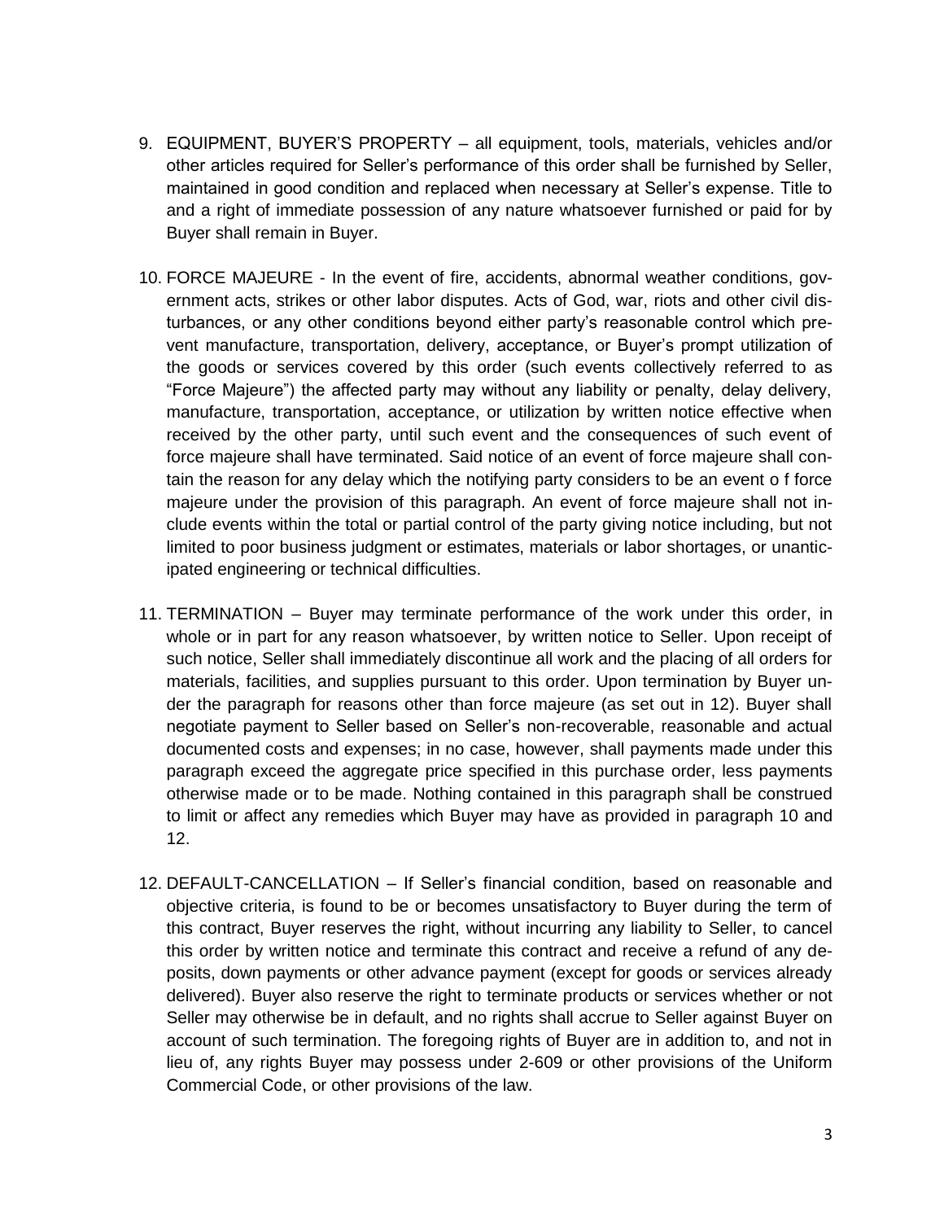9. EQUIPMENT, BUYER'S PROPERTY – all equipment, tools, materials, vehicles and/or other articles required for Seller's performance of this order shall be furnished by Seller, maintained in good condition and replaced when necessary at Seller's expense. Title to and a right of immediate possession of any nature whatsoever furnished or paid for by Buyer shall remain in Buyer.

10. FORCE MAJEURE - In the event of fire, accidents, abnormal weather conditions, government acts, strikes or other labor disputes. Acts of God, war, riots and other civil disturbances, or any other conditions beyond either party's reasonable control which prevent manufacture, transportation, delivery, acceptance, or Buyer's prompt utilization of the goods or services covered by this order (such events collectively referred to as "Force Majeure") the affected party may without any liability or penalty, delay delivery, manufacture, transportation, acceptance, or utilization by written notice effective when received by the other party, until such event and the consequences of such event of force majeure shall have terminated. Said notice of an event of force majeure shall contain the reason for any delay which the notifying party considers to be an event o f force majeure under the provision of this paragraph. An event of force majeure shall not include events within the total or partial control of the party giving notice including, but not limited to poor business judgment or estimates, materials or labor shortages, or unanticipated engineering or technical difficulties.

11. TERMINATION – Buyer may terminate performance of the work under this order, in whole or in part for any reason whatsoever, by written notice to Seller. Upon receipt of such notice, Seller shall immediately discontinue all work and the placing of all orders for materials, facilities, and supplies pursuant to this order. Upon termination by Buyer under the paragraph for reasons other than force majeure (as set out in 12). Buyer shall negotiate payment to Seller based on Seller's non-recoverable, reasonable and actual documented costs and expenses; in no case, however, shall payments made under this paragraph exceed the aggregate price specified in this purchase order, less payments otherwise made or to be made. Nothing contained in this paragraph shall be construed to limit or affect any remedies which Buyer may have as provided in paragraph 10 and 12.

12. DEFAULT-CANCELLATION – If Seller's financial condition, based on reasonable and objective criteria, is found to be or becomes unsatisfactory to Buyer during the term of this contract, Buyer reserves the right, without incurring any liability to Seller, to cancel this order by written notice and terminate this contract and receive a refund of any deposits, down payments or other advance payment (except for goods or services already delivered). Buyer also reserve the right to terminate products or services whether or not Seller may otherwise be in default, and no rights shall accrue to Seller against Buyer on account of such termination. The foregoing rights of Buyer are in addition to, and not in lieu of, any rights Buyer may possess under 2-609 or other provisions of the Uniform Commercial Code, or other provisions of the law.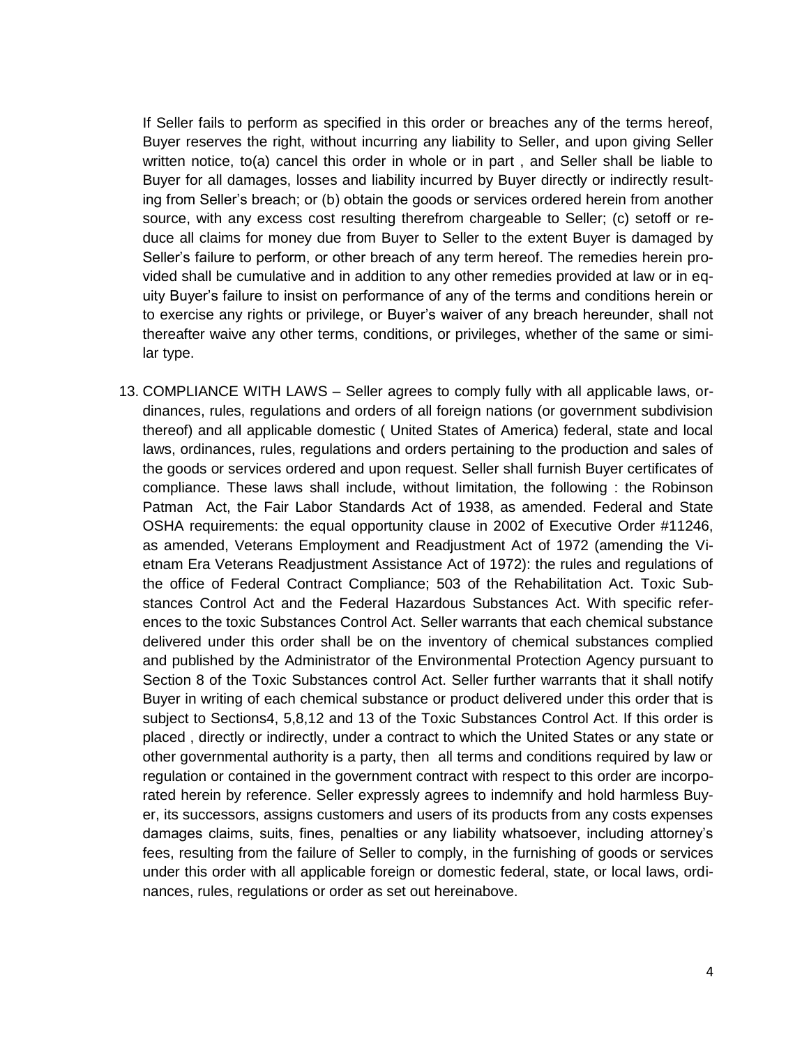If Seller fails to perform as specified in this order or breaches any of the terms hereof, Buyer reserves the right, without incurring any liability to Seller, and upon giving Seller written notice, to(a) cancel this order in whole or in part , and Seller shall be liable to Buyer for all damages, losses and liability incurred by Buyer directly or indirectly resulting from Seller's breach; or (b) obtain the goods or services ordered herein from another source, with any excess cost resulting therefrom chargeable to Seller; (c) setoff or reduce all claims for money due from Buyer to Seller to the extent Buyer is damaged by Seller's failure to perform, or other breach of any term hereof. The remedies herein provided shall be cumulative and in addition to any other remedies provided at law or in equity Buyer's failure to insist on performance of any of the terms and conditions herein or to exercise any rights or privilege, or Buyer's waiver of any breach hereunder, shall not thereafter waive any other terms, conditions, or privileges, whether of the same or similar type.

13. COMPLIANCE WITH LAWS – Seller agrees to comply fully with all applicable laws, ordinances, rules, regulations and orders of all foreign nations (or government subdivision thereof) and all applicable domestic ( United States of America) federal, state and local laws, ordinances, rules, regulations and orders pertaining to the production and sales of the goods or services ordered and upon request. Seller shall furnish Buyer certificates of compliance. These laws shall include, without limitation, the following : the Robinson Patman Act, the Fair Labor Standards Act of 1938, as amended. Federal and State OSHA requirements: the equal opportunity clause in 2002 of Executive Order #11246, as amended, Veterans Employment and Readjustment Act of 1972 (amending the Vietnam Era Veterans Readjustment Assistance Act of 1972): the rules and regulations of the office of Federal Contract Compliance; 503 of the Rehabilitation Act. Toxic Substances Control Act and the Federal Hazardous Substances Act. With specific references to the toxic Substances Control Act. Seller warrants that each chemical substance delivered under this order shall be on the inventory of chemical substances complied and published by the Administrator of the Environmental Protection Agency pursuant to Section 8 of the Toxic Substances control Act. Seller further warrants that it shall notify Buyer in writing of each chemical substance or product delivered under this order that is subject to Sections4, 5,8,12 and 13 of the Toxic Substances Control Act. If this order is placed , directly or indirectly, under a contract to which the United States or any state or other governmental authority is a party, then all terms and conditions required by law or regulation or contained in the government contract with respect to this order are incorporated herein by reference. Seller expressly agrees to indemnify and hold harmless Buyer, its successors, assigns customers and users of its products from any costs expenses damages claims, suits, fines, penalties or any liability whatsoever, including attorney's fees, resulting from the failure of Seller to comply, in the furnishing of goods or services under this order with all applicable foreign or domestic federal, state, or local laws, ordinances, rules, regulations or order as set out hereinabove.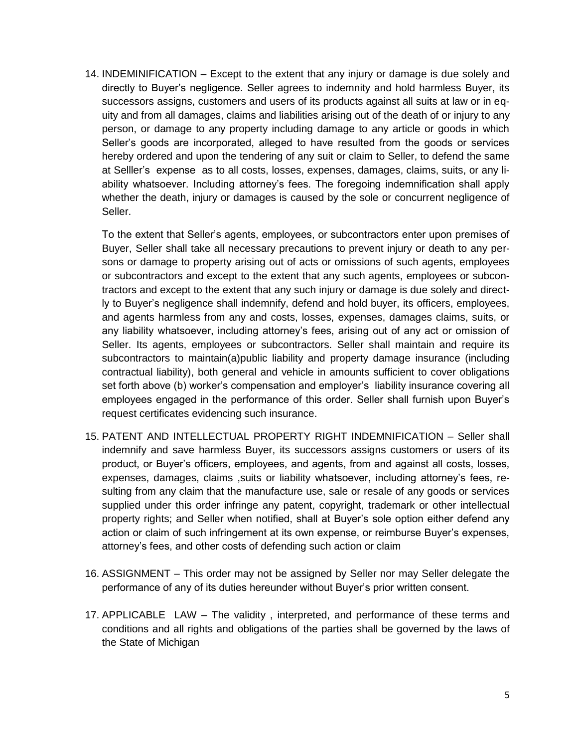14. INDEMINIFICATION – Except to the extent that any injury or damage is due solely and directly to Buyer's negligence. Seller agrees to indemnity and hold harmless Buyer, its successors assigns, customers and users of its products against all suits at law or in equity and from all damages, claims and liabilities arising out of the death of or injury to any person, or damage to any property including damage to any article or goods in which Seller's goods are incorporated, alleged to have resulted from the goods or services hereby ordered and upon the tendering of any suit or claim to Seller, to defend the same at Selller's expense as to all costs, losses, expenses, damages, claims, suits, or any liability whatsoever. Including attorney's fees. The foregoing indemnification shall apply whether the death, injury or damages is caused by the sole or concurrent negligence of Seller.

    To the extent that Seller's agents, employees, or subcontractors enter upon premises of Buyer, Seller shall take all necessary precautions to prevent injury or death to any persons or damage to property arising out of acts or omissions of such agents, employees or subcontractors and except to the extent that any such agents, employees or subcontractors and except to the extent that any such injury or damage is due solely and directly to Buyer's negligence shall indemnify, defend and hold buyer, its officers, employees, and agents harmless from any and costs, losses, expenses, damages claims, suits, or any liability whatsoever, including attorney's fees, arising out of any act or omission of Seller. Its agents, employees or subcontractors. Seller shall maintain and require its subcontractors to maintain(a)public liability and property damage insurance (including contractual liability), both general and vehicle in amounts sufficient to cover obligations set forth above (b) worker's compensation and employer's liability insurance covering all employees engaged in the performance of this order. Seller shall furnish upon Buyer's request certificates evidencing such insurance.

15. PATENT AND INTELLECTUAL PROPERTY RIGHT INDEMNIFICATION – Seller shall indemnify and save harmless Buyer, its successors assigns customers or users of its product, or Buyer's officers, employees, and agents, from and against all costs, losses, expenses, damages, claims ,suits or liability whatsoever, including attorney's fees, resulting from any claim that the manufacture use, sale or resale of any goods or services supplied under this order infringe any patent, copyright, trademark or other intellectual property rights; and Seller when notified, shall at Buyer's sole option either defend any action or claim of such infringement at its own expense, or reimburse Buyer's expenses, attorney's fees, and other costs of defending such action or claim

16. ASSIGNMENT – This order may not be assigned by Seller nor may Seller delegate the performance of any of its duties hereunder without Buyer's prior written consent.

17. APPLICABLE LAW – The validity , interpreted, and performance of these terms and conditions and all rights and obligations of the parties shall be governed by the laws of the State of Michigan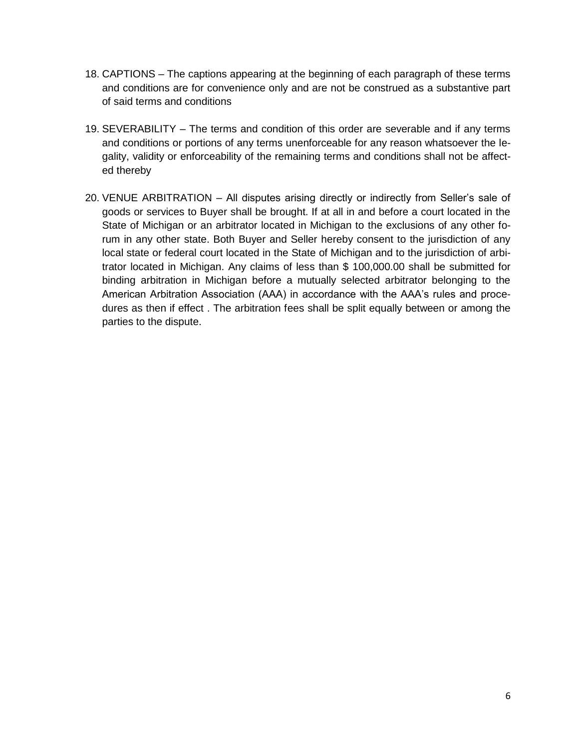18. CAPTIONS – The captions appearing at the beginning of each paragraph of these terms and conditions are for convenience only and are not be construed as a substantive part of said terms and conditions

19. SEVERABILITY – The terms and condition of this order are severable and if any terms and conditions or portions of any terms unenforceable for any reason whatsoever the legality, validity or enforceability of the remaining terms and conditions shall not be affected thereby

20. VENUE ARBITRATION – All disputes arising directly or indirectly from Seller's sale of goods or services to Buyer shall be brought. If at all in and before a court located in the State of Michigan or an arbitrator located in Michigan to the exclusions of any other forum in any other state. Both Buyer and Seller hereby consent to the jurisdiction of any local state or federal court located in the State of Michigan and to the jurisdiction of arbitrator located in Michigan. Any claims of less than $ 100,000.00 shall be submitted for binding arbitration in Michigan before a mutually selected arbitrator belonging to the American Arbitration Association (AAA) in accordance with the AAA's rules and procedures as then if effect . The arbitration fees shall be split equally between or among the parties to the dispute.